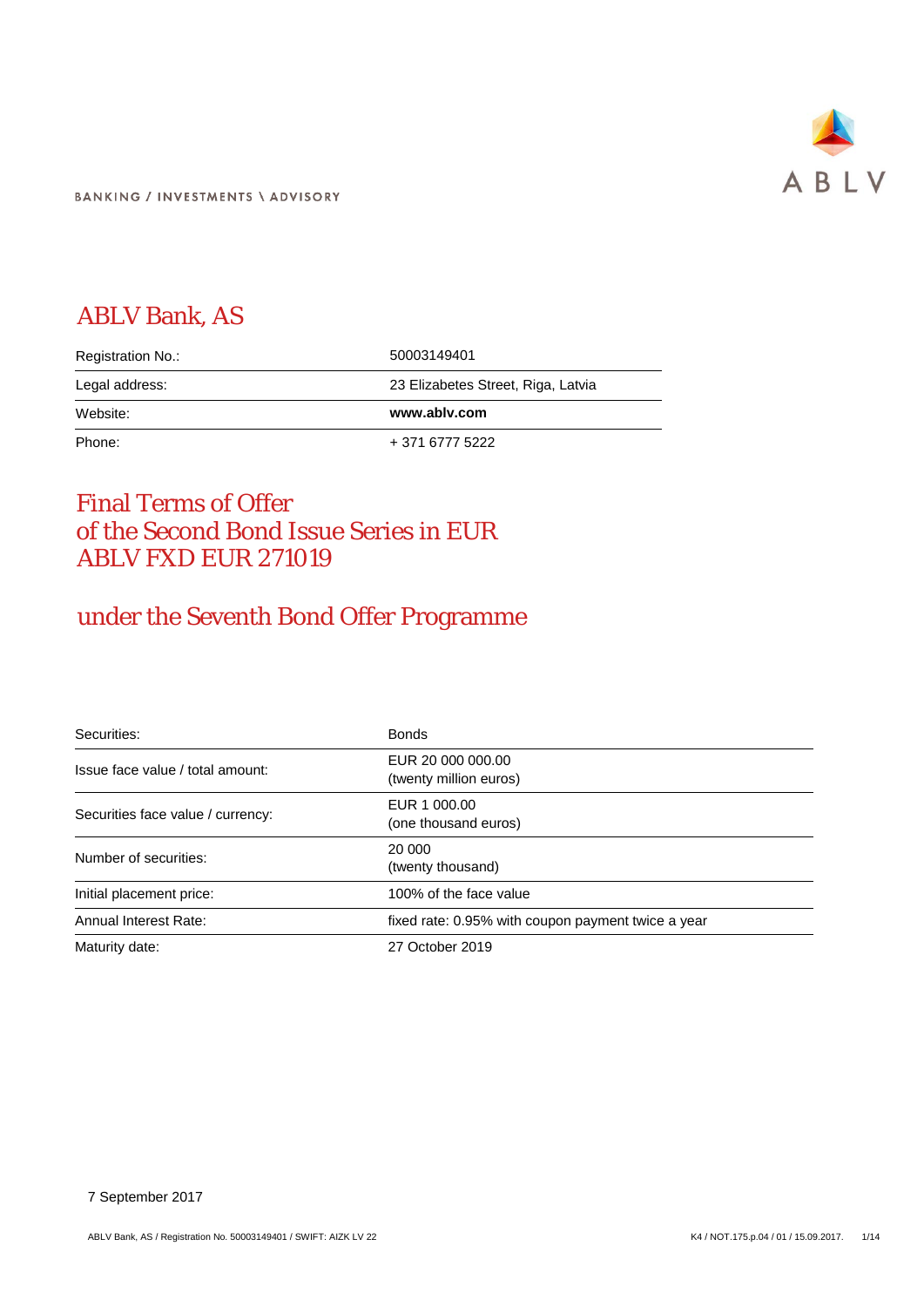BANKING / INVESTMENTS \ ADVISORY

ABLV

# ABLV Bank, AS

| | |
|---|---|
| Registration No.: | 50003149401 |
| Legal address: | 23 Elizabetes Street, Riga, Latvia |
| Website: | **www.ablv.com** |
| Phone: | + 371 6777 5222 |

# Final Terms of Offer of the Second Bond Issue Series in EUR ABLV FXD EUR 271019

## under the Seventh Bond Offer Programme

| | |
|---|---|
| Securities: | Bonds |
| Issue face value / total amount: | EUR 20 000 000.00 (twenty million euros) |
| Securities face value / currency: | EUR 1 000.00 (one thousand euros) |
| Number of securities: | 20 000 (twenty thousand) |
| Initial placement price: | 100% of the face value |
| Annual Interest Rate: | fixed rate: 0.95% with coupon payment twice a year |
| Maturity date: | 27 October 2019 |

7 September 2017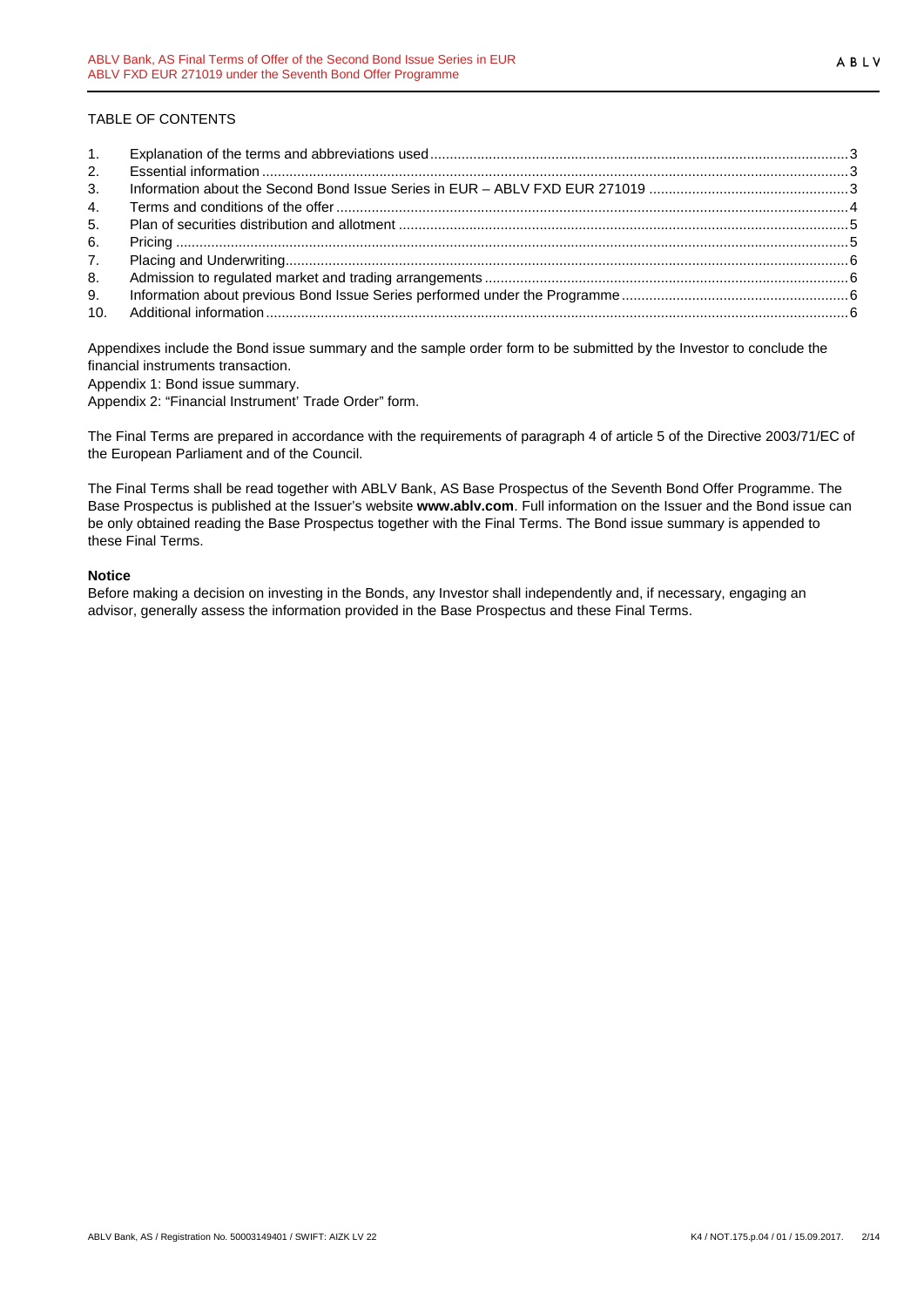TABLE OF CONTENTS

| | | |
|---|---|---|
| 1. | Explanation of the terms and abbreviations used | 3 |
| 2. | Essential information | 3 |
| 3. | Information about the Second Bond Issue Series in EUR – ABLV FXD EUR 271019 | 3 |
| 4. | Terms and conditions of the offer | 4 |
| 5. | Plan of securities distribution and allotment | 5 |
| 6. | Pricing | 5 |
| 7. | Placing and Underwriting | 6 |
| 8. | Admission to regulated market and trading arrangements | 6 |
| 9. | Information about previous Bond Issue Series performed under the Programme | 6 |
| 10. | Additional information | 6 |

Appendixes include the Bond issue summary and the sample order form to be submitted by the Investor to conclude the financial instruments transaction.

Appendix 1: Bond issue summary.

Appendix 2: "Financial Instrument' Trade Order" form.

The Final Terms are prepared in accordance with the requirements of paragraph 4 of article 5 of the Directive 2003/71/EC of the European Parliament and of the Council.

The Final Terms shall be read together with ABLV Bank, AS Base Prospectus of the Seventh Bond Offer Programme. The Base Prospectus is published at the Issuer's website **www.ablv.com**. Full information on the Issuer and the Bond issue can be only obtained reading the Base Prospectus together with the Final Terms. The Bond issue summary is appended to these Final Terms.

**Notice**

Before making a decision on investing in the Bonds, any Investor shall independently and, if necessary, engaging an advisor, generally assess the information provided in the Base Prospectus and these Final Terms.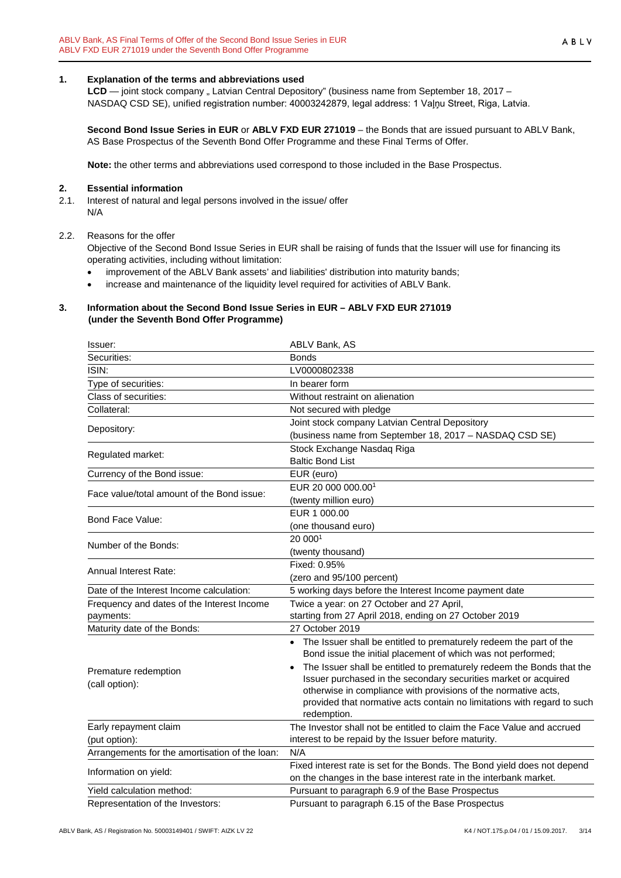## 1. Explanation of the terms and abbreviations used

**LCD** — joint stock company „ Latvian Central Depository" (business name from September 18, 2017 – NASDAQ CSD SE), unified registration number: 40003242879, legal address: 1 Vaļņu Street, Riga, Latvia.

**Second Bond Issue Series in EUR** or **ABLV FXD EUR 271019** – the Bonds that are issued pursuant to ABLV Bank, AS Base Prospectus of the Seventh Bond Offer Programme and these Final Terms of Offer.

**Note:** the other terms and abbreviations used correspond to those included in the Base Prospectus.

## 2. Essential information

2.1. Interest of natural and legal persons involved in the issue/ offer

N/A

2.2. Reasons for the offer

Objective of the Second Bond Issue Series in EUR shall be raising of funds that the Issuer will use for financing its operating activities, including without limitation:

- improvement of the ABLV Bank assets' and liabilities' distribution into maturity bands;
- increase and maintenance of the liquidity level required for activities of ABLV Bank.

## 3. Information about the Second Bond Issue Series in EUR – ABLV FXD EUR 271019 (under the Seventh Bond Offer Programme)

| | |
|---|---|
| Issuer: | ABLV Bank, AS |
| Securities: | Bonds |
| ISIN: | LV0000802338 |
| Type of securities: | In bearer form |
| Class of securities: | Without restraint on alienation |
| Collateral: | Not secured with pledge |
| Depository: | Joint stock company Latvian Central Depository (business name from September 18, 2017 – NASDAQ CSD SE) |
| Regulated market: | Stock Exchange Nasdaq Riga Baltic Bond List |
| Currency of the Bond issue: | EUR (euro) |
| Face value/total amount of the Bond issue: | EUR 20 000 000.00[1] (twenty million euro) |
| Bond Face Value: | EUR 1 000.00 (one thousand euro) |
| Number of the Bonds: | 20 000[1] (twenty thousand) |
| Annual Interest Rate: | Fixed: 0.95% (zero and 95/100 percent) |
| Date of the Interest Income calculation: | 5 working days before the Interest Income payment date |
| Frequency and dates of the Interest Income payments: | Twice a year: on 27 October and 27 April, starting from 27 April 2018, ending on 27 October 2019 |
| Maturity date of the Bonds: | 27 October 2019 |
| Premature redemption (call option): | • The Issuer shall be entitled to prematurely redeem the part of the Bond issue the initial placement of which was not performed; • The Issuer shall be entitled to prematurely redeem the Bonds that the Issuer purchased in the secondary securities market or acquired otherwise in compliance with provisions of the normative acts, provided that normative acts contain no limitations with regard to such redemption. |
| Early repayment claim (put option): | The Investor shall not be entitled to claim the Face Value and accrued interest to be repaid by the Issuer before maturity. |
| Arrangements for the amortisation of the loan: | N/A |
| Information on yield: | Fixed interest rate is set for the Bonds. The Bond yield does not depend on the changes in the base interest rate in the interbank market. |
| Yield calculation method: | Pursuant to paragraph 6.9 of the Base Prospectus |
| Representation of the Investors: | Pursuant to paragraph 6.15 of the Base Prospectus |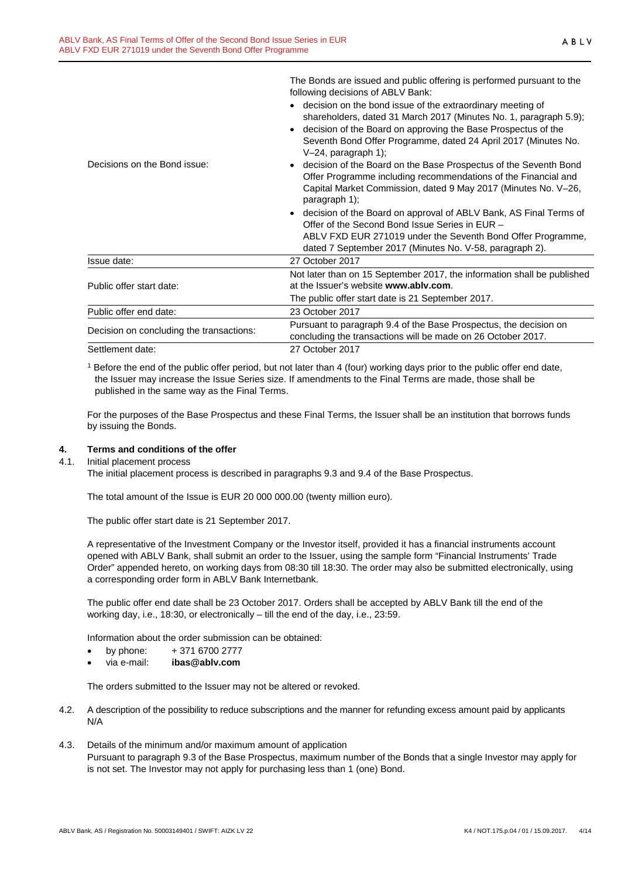| | |
|---|---|
| Decisions on the Bond issue: | The Bonds are issued and public offering is performed pursuant to the following decisions of ABLV Bank:<br>• decision on the bond issue of the extraordinary meeting of shareholders, dated 31 March 2017 (Minutes No. 1, paragraph 5.9);<br>• decision of the Board on approving the Base Prospectus of the Seventh Bond Offer Programme, dated 24 April 2017 (Minutes No. V–24, paragraph 1);<br>• decision of the Board on the Base Prospectus of the Seventh Bond Offer Programme including recommendations of the Financial and Capital Market Commission, dated 9 May 2017 (Minutes No. V–26, paragraph 1);<br>• decision of the Board on approval of ABLV Bank, AS Final Terms of Offer of the Second Bond Issue Series in EUR – ABLV FXD EUR 271019 under the Seventh Bond Offer Programme, dated 7 September 2017 (Minutes No. V-58, paragraph 2). |
| Issue date: | 27 October 2017 |
| Public offer start date: | Not later than on 15 September 2017, the information shall be published at the Issuer's website **www.ablv.com**.<br>The public offer start date is 21 September 2017. |
| Public offer end date: | 23 October 2017 |
| Decision on concluding the transactions: | Pursuant to paragraph 9.4 of the Base Prospectus, the decision on concluding the transactions will be made on 26 October 2017. |
| Settlement date: | 27 October 2017 |

[1] Before the end of the public offer period, but not later than 4 (four) working days prior to the public offer end date, the Issuer may increase the Issue Series size. If amendments to the Final Terms are made, those shall be published in the same way as the Final Terms.

For the purposes of the Base Prospectus and these Final Terms, the Issuer shall be an institution that borrows funds by issuing the Bonds.

## 4. Terms and conditions of the offer

4.1. Initial placement process

The initial placement process is described in paragraphs 9.3 and 9.4 of the Base Prospectus.

The total amount of the Issue is EUR 20 000 000.00 (twenty million euro).

The public offer start date is 21 September 2017.

A representative of the Investment Company or the Investor itself, provided it has a financial instruments account opened with ABLV Bank, shall submit an order to the Issuer, using the sample form "Financial Instruments' Trade Order" appended hereto, on working days from 08:30 till 18:30. The order may also be submitted electronically, using a corresponding order form in ABLV Bank Internetbank.

The public offer end date shall be 23 October 2017. Orders shall be accepted by ABLV Bank till the end of the working day, i.e., 18:30, or electronically – till the end of the day, i.e., 23:59.

Information about the order submission can be obtained:

- by phone: + 371 6700 2777
- via e-mail: **ibas@ablv.com**

The orders submitted to the Issuer may not be altered or revoked.

4.2. A description of the possibility to reduce subscriptions and the manner for refunding excess amount paid by applicants

N/A

4.3. Details of the minimum and/or maximum amount of application

Pursuant to paragraph 9.3 of the Base Prospectus, maximum number of the Bonds that a single Investor may apply for is not set. The Investor may not apply for purchasing less than 1 (one) Bond.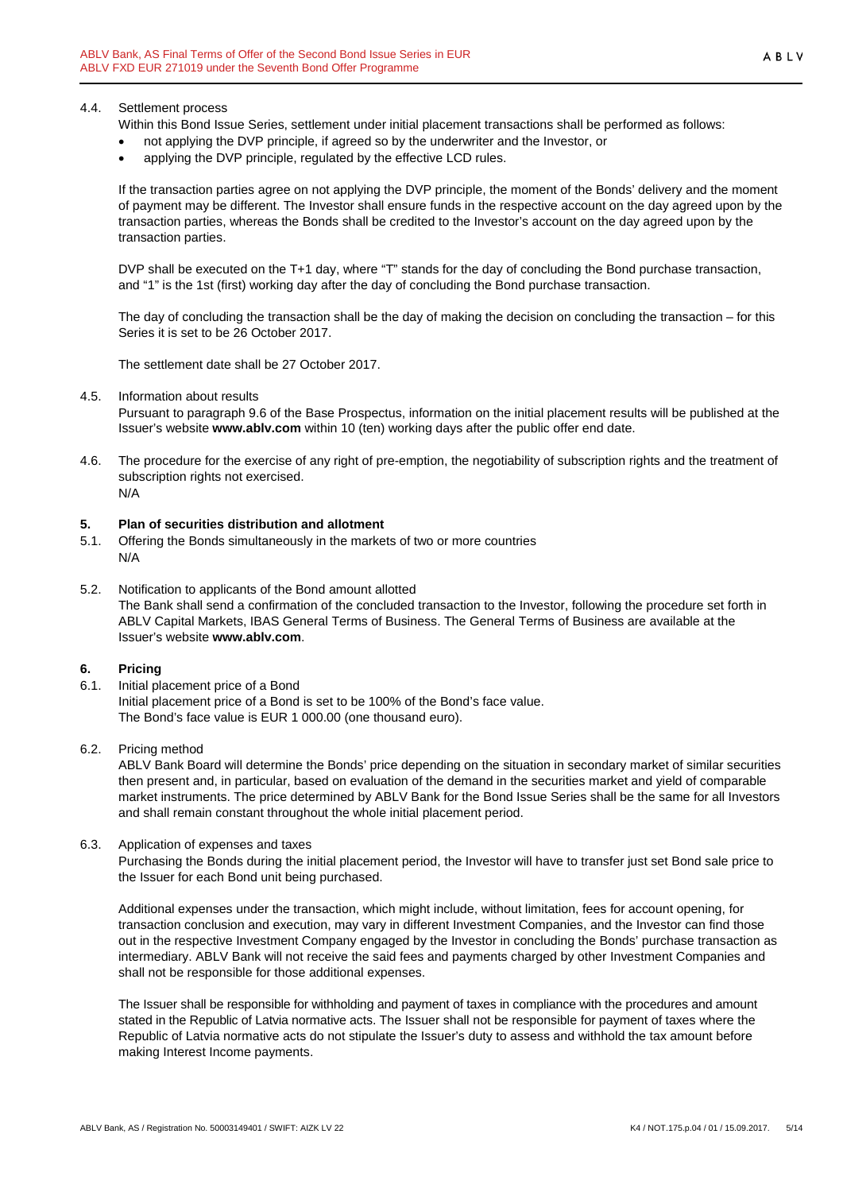4.4. Settlement process

Within this Bond Issue Series, settlement under initial placement transactions shall be performed as follows:

- not applying the DVP principle, if agreed so by the underwriter and the Investor, or
- applying the DVP principle, regulated by the effective LCD rules.

If the transaction parties agree on not applying the DVP principle, the moment of the Bonds' delivery and the moment of payment may be different. The Investor shall ensure funds in the respective account on the day agreed upon by the transaction parties, whereas the Bonds shall be credited to the Investor's account on the day agreed upon by the transaction parties.

DVP shall be executed on the T+1 day, where "T" stands for the day of concluding the Bond purchase transaction, and "1" is the 1st (first) working day after the day of concluding the Bond purchase transaction.

The day of concluding the transaction shall be the day of making the decision on concluding the transaction – for this Series it is set to be 26 October 2017.

The settlement date shall be 27 October 2017.

4.5. Information about results

Pursuant to paragraph 9.6 of the Base Prospectus, information on the initial placement results will be published at the Issuer's website **www.ablv.com** within 10 (ten) working days after the public offer end date.

4.6. The procedure for the exercise of any right of pre-emption, the negotiability of subscription rights and the treatment of subscription rights not exercised.

N/A

## 5. Plan of securities distribution and allotment

5.1. Offering the Bonds simultaneously in the markets of two or more countries

N/A

5.2. Notification to applicants of the Bond amount allotted

The Bank shall send a confirmation of the concluded transaction to the Investor, following the procedure set forth in ABLV Capital Markets, IBAS General Terms of Business. The General Terms of Business are available at the Issuer's website **www.ablv.com**.

## 6. Pricing

6.1. Initial placement price of a Bond

Initial placement price of a Bond is set to be 100% of the Bond's face value.
The Bond's face value is EUR 1 000.00 (one thousand euro).

6.2. Pricing method

ABLV Bank Board will determine the Bonds' price depending on the situation in secondary market of similar securities then present and, in particular, based on evaluation of the demand in the securities market and yield of comparable market instruments. The price determined by ABLV Bank for the Bond Issue Series shall be the same for all Investors and shall remain constant throughout the whole initial placement period.

6.3. Application of expenses and taxes

Purchasing the Bonds during the initial placement period, the Investor will have to transfer just set Bond sale price to the Issuer for each Bond unit being purchased.

Additional expenses under the transaction, which might include, without limitation, fees for account opening, for transaction conclusion and execution, may vary in different Investment Companies, and the Investor can find those out in the respective Investment Company engaged by the Investor in concluding the Bonds' purchase transaction as intermediary. ABLV Bank will not receive the said fees and payments charged by other Investment Companies and shall not be responsible for those additional expenses.

The Issuer shall be responsible for withholding and payment of taxes in compliance with the procedures and amount stated in the Republic of Latvia normative acts. The Issuer shall not be responsible for payment of taxes where the Republic of Latvia normative acts do not stipulate the Issuer's duty to assess and withhold the tax amount before making Interest Income payments.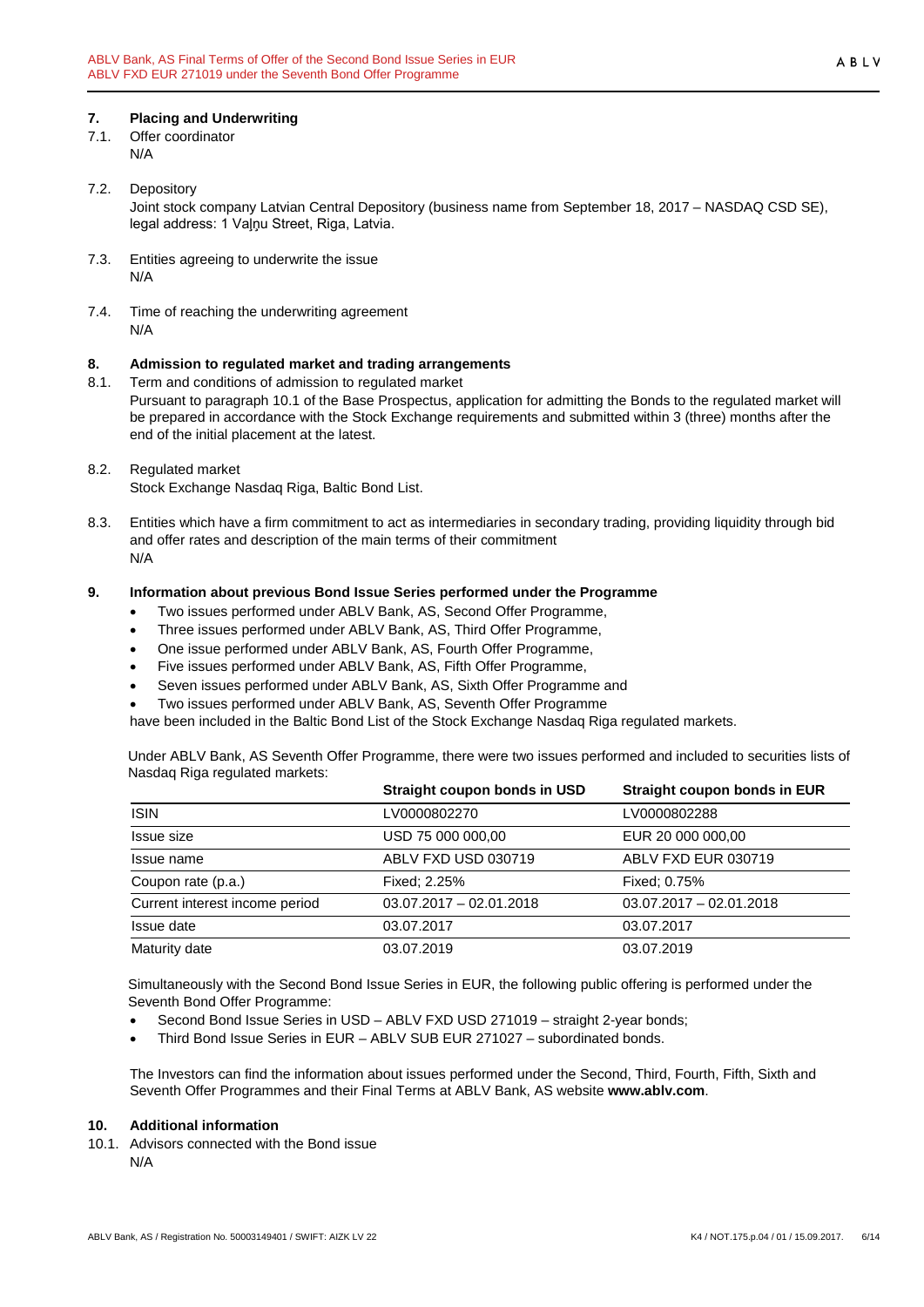## 7. Placing and Underwriting

7.1. Offer coordinator

N/A

7.2. Depository

Joint stock company Latvian Central Depository (business name from September 18, 2017 – NASDAQ CSD SE), legal address: 1 Vaļņu Street, Riga, Latvia.

7.3. Entities agreeing to underwrite the issue

N/A

7.4. Time of reaching the underwriting agreement

N/A

## 8. Admission to regulated market and trading arrangements

8.1. Term and conditions of admission to regulated market

Pursuant to paragraph 10.1 of the Base Prospectus, application for admitting the Bonds to the regulated market will be prepared in accordance with the Stock Exchange requirements and submitted within 3 (three) months after the end of the initial placement at the latest.

8.2. Regulated market

Stock Exchange Nasdaq Riga, Baltic Bond List.

8.3. Entities which have a firm commitment to act as intermediaries in secondary trading, providing liquidity through bid and offer rates and description of the main terms of their commitment

N/A

## 9. Information about previous Bond Issue Series performed under the Programme

- Two issues performed under ABLV Bank, AS, Second Offer Programme,
- Three issues performed under ABLV Bank, AS, Third Offer Programme,
- One issue performed under ABLV Bank, AS, Fourth Offer Programme,
- Five issues performed under ABLV Bank, AS, Fifth Offer Programme,
- Seven issues performed under ABLV Bank, AS, Sixth Offer Programme and
- Two issues performed under ABLV Bank, AS, Seventh Offer Programme

have been included in the Baltic Bond List of the Stock Exchange Nasdaq Riga regulated markets.

Under ABLV Bank, AS Seventh Offer Programme, there were two issues performed and included to securities lists of Nasdaq Riga regulated markets:

| | **Straight coupon bonds in USD** | **Straight coupon bonds in EUR** |
|---|---|---|
| ISIN | LV0000802270 | LV0000802288 |
| Issue size | USD 75 000 000,00 | EUR 20 000 000,00 |
| Issue name | ABLV FXD USD 030719 | ABLV FXD EUR 030719 |
| Coupon rate (p.a.) | Fixed; 2.25% | Fixed; 0.75% |
| Current interest income period | 03.07.2017 – 02.01.2018 | 03.07.2017 – 02.01.2018 |
| Issue date | 03.07.2017 | 03.07.2017 |
| Maturity date | 03.07.2019 | 03.07.2019 |

Simultaneously with the Second Bond Issue Series in EUR, the following public offering is performed under the Seventh Bond Offer Programme:

- Second Bond Issue Series in USD – ABLV FXD USD 271019 – straight 2-year bonds;
- Third Bond Issue Series in EUR – ABLV SUB EUR 271027 – subordinated bonds.

The Investors can find the information about issues performed under the Second, Third, Fourth, Fifth, Sixth and Seventh Offer Programmes and their Final Terms at ABLV Bank, AS website **www.ablv.com**.

## 10. Additional information

10.1. Advisors connected with the Bond issue

N/A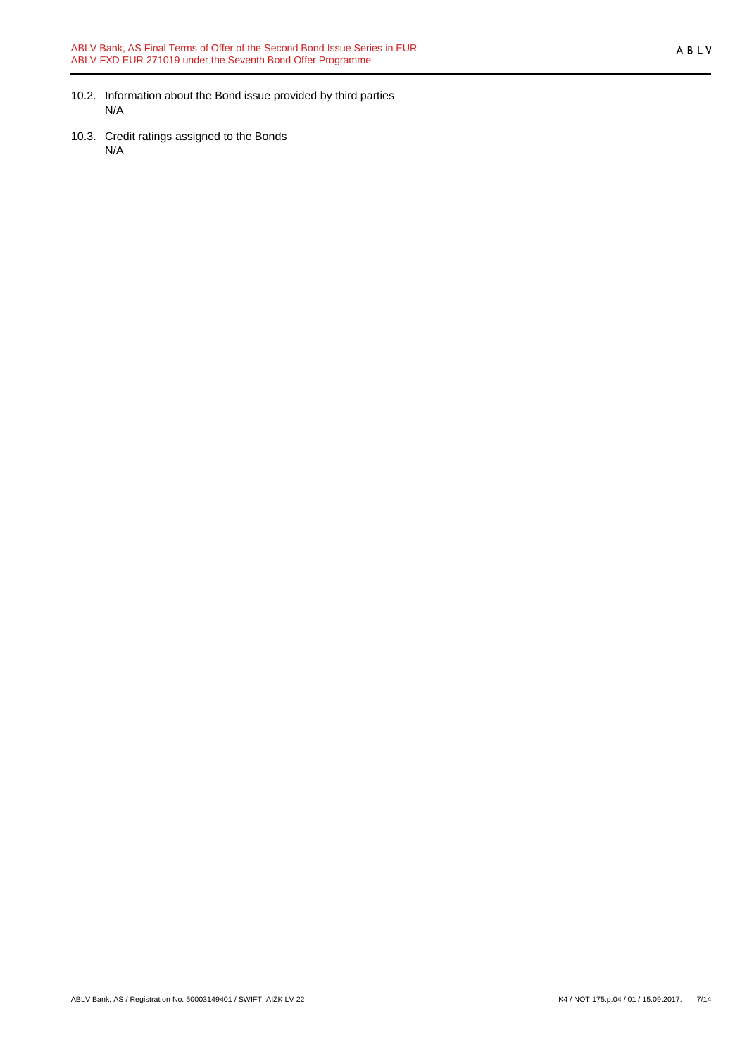10.2. Information about the Bond issue provided by third parties

N/A

10.3. Credit ratings assigned to the Bonds

N/A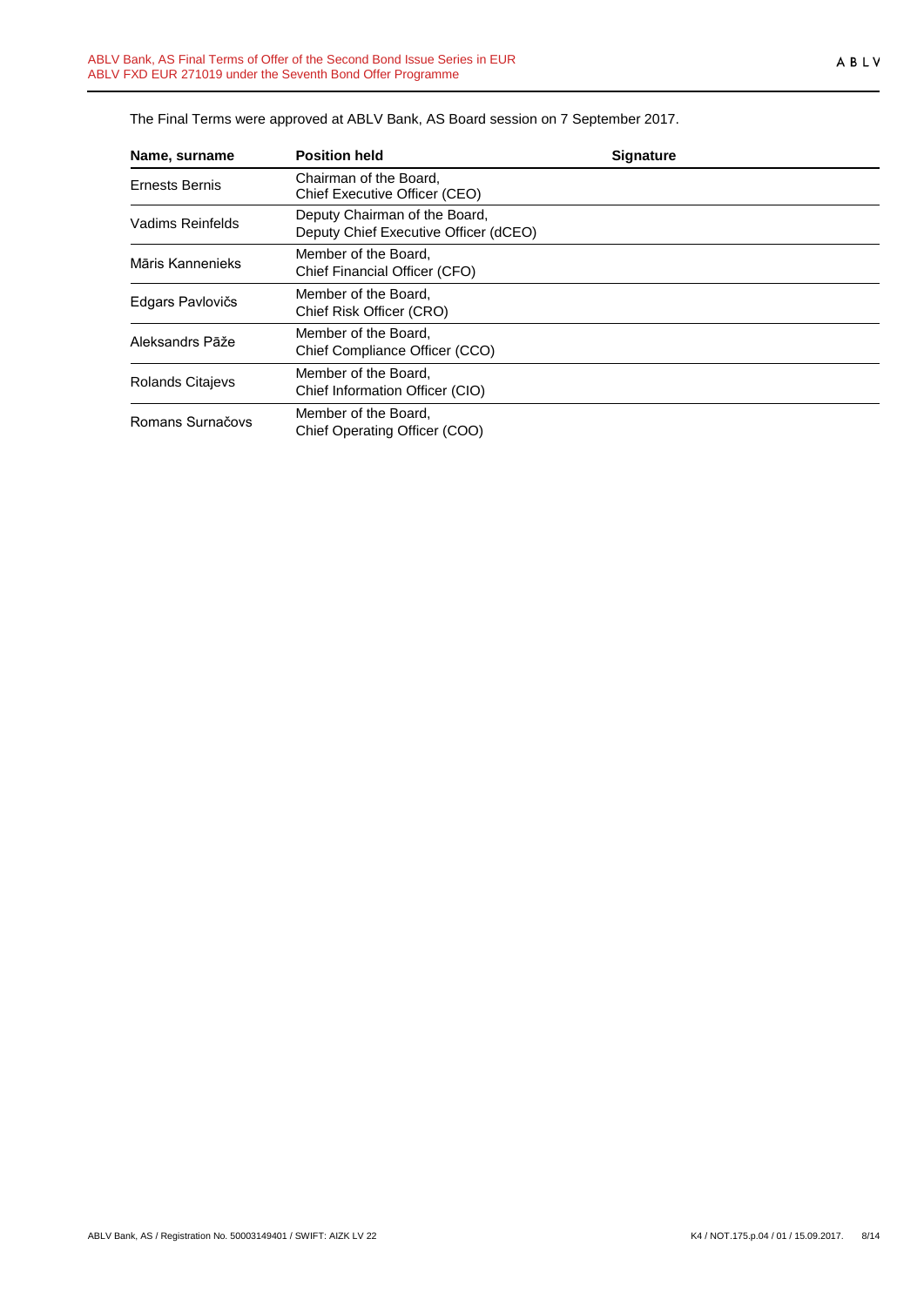The Final Terms were approved at ABLV Bank, AS Board session on 7 September 2017.

| Name, surname | Position held | Signature |
|---|---|---|
| Ernests Bernis | Chairman of the Board, Chief Executive Officer (CEO) | |
| Vadims Reinfelds | Deputy Chairman of the Board, Deputy Chief Executive Officer (dCEO) | |
| Māris Kannenieks | Member of the Board, Chief Financial Officer (CFO) | |
| Edgars Pavlovičs | Member of the Board, Chief Risk Officer (CRO) | |
| Aleksandrs Pāže | Member of the Board, Chief Compliance Officer (CCO) | |
| Rolands Citajevs | Member of the Board, Chief Information Officer (CIO) | |
| Romans Surnačovs | Member of the Board, Chief Operating Officer (COO) | |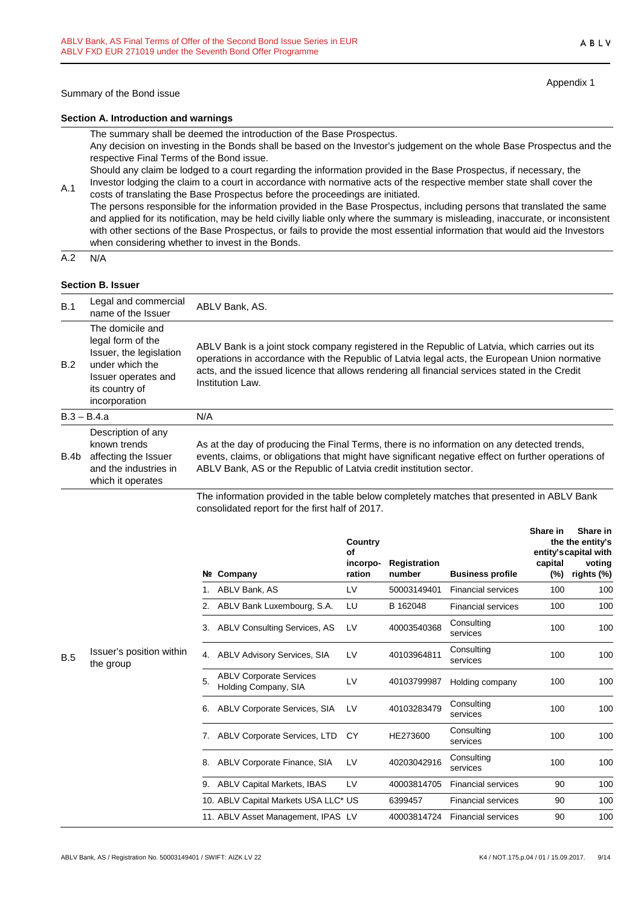Appendix 1

Summary of the Bond issue

**Section A. Introduction and warnings**

| | |
|---|---|
| A.1 | The summary shall be deemed the introduction of the Base Prospectus. Any decision on investing in the Bonds shall be based on the Investor's judgement on the whole Base Prospectus and the respective Final Terms of the Bond issue. Should any claim be lodged to a court regarding the information provided in the Base Prospectus, if necessary, the Investor lodging the claim to a court in accordance with normative acts of the respective member state shall cover the costs of translating the Base Prospectus before the proceedings are initiated. The persons responsible for the information provided in the Base Prospectus, including persons that translated the same and applied for its notification, may be held civilly liable only where the summary is misleading, inaccurate, or inconsistent with other sections of the Base Prospectus, or fails to provide the most essential information that would aid the Investors when considering whether to invest in the Bonds. |
| A.2 | N/A |

**Section B. Issuer**

| | | |
|---|---|---|
| B.1 | Legal and commercial name of the Issuer | ABLV Bank, AS. |
| B.2 | The domicile and legal form of the Issuer, the legislation under which the Issuer operates and its country of incorporation | ABLV Bank is a joint stock company registered in the Republic of Latvia, which carries out its operations in accordance with the Republic of Latvia legal acts, the European Union normative acts, and the issued licence that allows rendering all financial services stated in the Credit Institution Law. |
| B.3 – B.4.a | | N/A |
| B.4b | Description of any known trends affecting the Issuer and the industries in which it operates | As at the day of producing the Final Terms, there is no information on any detected trends, events, claims, or obligations that might have significant negative effect on further operations of ABLV Bank, AS or the Republic of Latvia credit institution sector. |
| B.5 | Issuer's position within the group | The information provided in the table below completely matches that presented in ABLV Bank consolidated report for the first half of 2017. |

| № | Company | Country of incorpo-ration | Registration number | Business profile | Share in the entity's capital (%) | Share in the entity's capital with voting rights (%) |
|---|---|---|---|---|---|---|
| 1. | ABLV Bank, AS | LV | 50003149401 | Financial services | 100 | 100 |
| 2. | ABLV Bank Luxembourg, S.A. | LU | B 162048 | Financial services | 100 | 100 |
| 3. | ABLV Consulting Services, AS | LV | 40003540368 | Consulting services | 100 | 100 |
| 4. | ABLV Advisory Services, SIA | LV | 40103964811 | Consulting services | 100 | 100 |
| 5. | ABLV Corporate Services Holding Company, SIA | LV | 40103799987 | Holding company | 100 | 100 |
| 6. | ABLV Corporate Services, SIA | LV | 40103283479 | Consulting services | 100 | 100 |
| 7. | ABLV Corporate Services, LTD | CY | HE273600 | Consulting services | 100 | 100 |
| 8. | ABLV Corporate Finance, SIA | LV | 40203042916 | Consulting services | 100 | 100 |
| 9. | ABLV Capital Markets, IBAS | LV | 40003814705 | Financial services | 90 | 100 |
| 10. | ABLV Capital Markets USA LLC* | US | 6399457 | Financial services | 90 | 100 |
| 11. | ABLV Asset Management, IPAS | LV | 40003814724 | Financial services | 90 | 100 |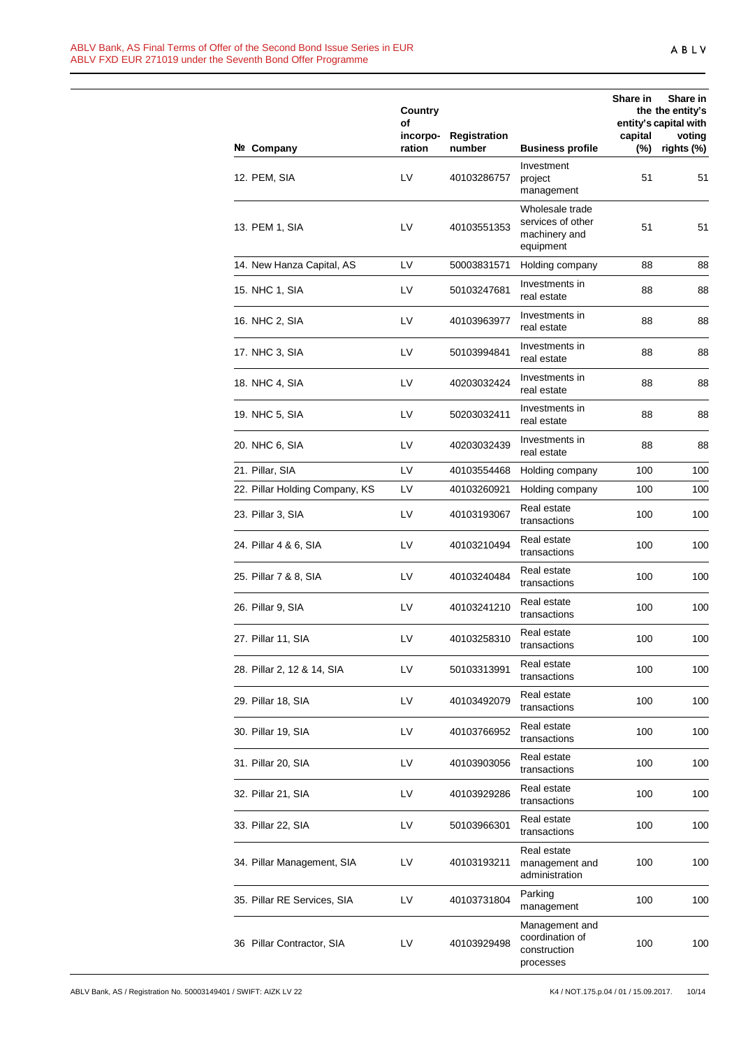| № | Company | Country of incorpo-ration | Registration number | Business profile | Share in the entity's capital (%) | Share in the entity's capital with voting rights (%) |
|---|---|---|---|---|---|---|
| 12. | PEM, SIA | LV | 40103286757 | Investment project management | 51 | 51 |
| 13. | PEM 1, SIA | LV | 40103551353 | Wholesale trade services of other machinery and equipment | 51 | 51 |
| 14. | New Hanza Capital, AS | LV | 50003831571 | Holding company | 88 | 88 |
| 15. | NHC 1, SIA | LV | 50103247681 | Investments in real estate | 88 | 88 |
| 16. | NHC 2, SIA | LV | 40103963977 | Investments in real estate | 88 | 88 |
| 17. | NHC 3, SIA | LV | 50103994841 | Investments in real estate | 88 | 88 |
| 18. | NHC 4, SIA | LV | 40203032424 | Investments in real estate | 88 | 88 |
| 19. | NHC 5, SIA | LV | 50203032411 | Investments in real estate | 88 | 88 |
| 20. | NHC 6, SIA | LV | 40203032439 | Investments in real estate | 88 | 88 |
| 21. | Pillar, SIA | LV | 40103554468 | Holding company | 100 | 100 |
| 22. | Pillar Holding Company, KS | LV | 40103260921 | Holding company | 100 | 100 |
| 23. | Pillar 3, SIA | LV | 40103193067 | Real estate transactions | 100 | 100 |
| 24. | Pillar 4 & 6, SIA | LV | 40103210494 | Real estate transactions | 100 | 100 |
| 25. | Pillar 7 & 8, SIA | LV | 40103240484 | Real estate transactions | 100 | 100 |
| 26. | Pillar 9, SIA | LV | 40103241210 | Real estate transactions | 100 | 100 |
| 27. | Pillar 11, SIA | LV | 40103258310 | Real estate transactions | 100 | 100 |
| 28. | Pillar 2, 12 & 14, SIA | LV | 50103313991 | Real estate transactions | 100 | 100 |
| 29. | Pillar 18, SIA | LV | 40103492079 | Real estate transactions | 100 | 100 |
| 30. | Pillar 19, SIA | LV | 40103766952 | Real estate transactions | 100 | 100 |
| 31. | Pillar 20, SIA | LV | 40103903056 | Real estate transactions | 100 | 100 |
| 32. | Pillar 21, SIA | LV | 40103929286 | Real estate transactions | 100 | 100 |
| 33. | Pillar 22, SIA | LV | 50103966301 | Real estate transactions | 100 | 100 |
| 34. | Pillar Management, SIA | LV | 40103193211 | Real estate management and administration | 100 | 100 |
| 35. | Pillar RE Services, SIA | LV | 40103731804 | Parking management | 100 | 100 |
| 36 | Pillar Contractor, SIA | LV | 40103929498 | Management and coordination of construction processes | 100 | 100 |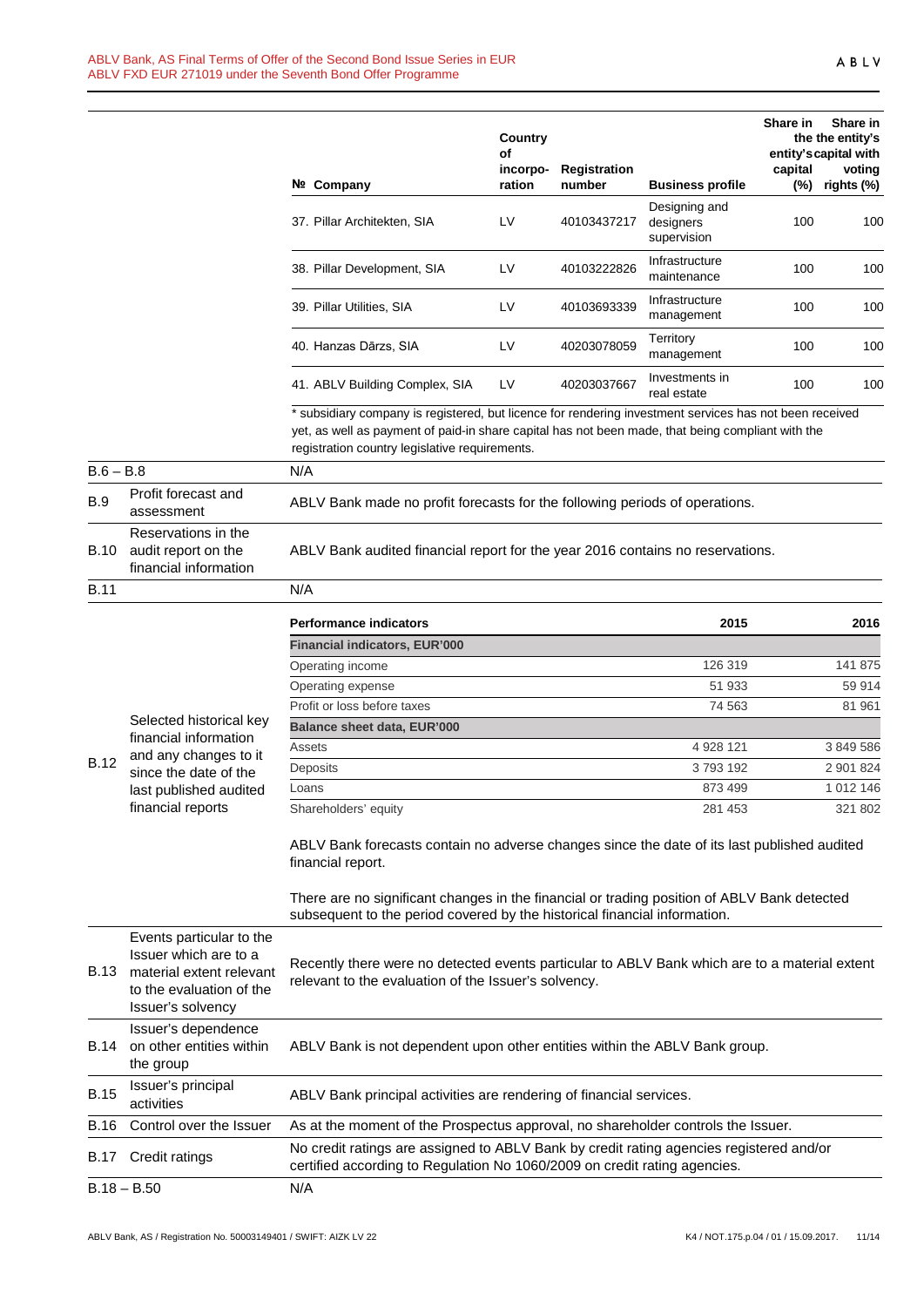| № | Company | Country of incorpo-ration | Registration number | Business profile | Share in the entity's capital (%) | Share in the entity's capital with voting rights (%) |
|---|---|---|---|---|---|---|
| 37. | Pillar Architekten, SIA | LV | 40103437217 | Designing and designers supervision | 100 | 100 |
| 38. | Pillar Development, SIA | LV | 40103222826 | Infrastructure maintenance | 100 | 100 |
| 39. | Pillar Utilities, SIA | LV | 40103693339 | Infrastructure management | 100 | 100 |
| 40. | Hanzas Dārzs, SIA | LV | 40203078059 | Territory management | 100 | 100 |
| 41. | ABLV Building Complex, SIA | LV | 40203037667 | Investments in real estate | 100 | 100 |

* subsidiary company is registered, but licence for rendering investment services has not been received yet, as well as payment of paid-in share capital has not been made, that being compliant with the registration country legislative requirements.

| | | |
|---|---|---|
| B.6 – B.8 | | N/A |
| B.9 | Profit forecast and assessment | ABLV Bank made no profit forecasts for the following periods of operations. |
| B.10 | Reservations in the audit report on the financial information | ABLV Bank audited financial report for the year 2016 contains no reservations. |
| B.11 | | N/A |

**B.12 Selected historical key financial information and any changes to it since the date of the last published audited financial reports**

| Performance indicators | 2015 | 2016 |
|---|---|---|
| **Financial indicators, EUR'000** | | |
| Operating income | 126 319 | 141 875 |
| Operating expense | 51 933 | 59 914 |
| Profit or loss before taxes | 74 563 | 81 961 |
| **Balance sheet data, EUR'000** | | |
| Assets | 4 928 121 | 3 849 586 |
| Deposits | 3 793 192 | 2 901 824 |
| Loans | 873 499 | 1 012 146 |
| Shareholders' equity | 281 453 | 321 802 |

ABLV Bank forecasts contain no adverse changes since the date of its last published audited financial report.

There are no significant changes in the financial or trading position of ABLV Bank detected subsequent to the period covered by the historical financial information.

| | | |
|---|---|---|
| B.13 | Events particular to the Issuer which are to a material extent relevant to the evaluation of the Issuer's solvency | Recently there were no detected events particular to ABLV Bank which are to a material extent relevant to the evaluation of the Issuer's solvency. |
| B.14 | Issuer's dependence on other entities within the group | ABLV Bank is not dependent upon other entities within the ABLV Bank group. |
| B.15 | Issuer's principal activities | ABLV Bank principal activities are rendering of financial services. |
| B.16 | Control over the Issuer | As at the moment of the Prospectus approval, no shareholder controls the Issuer. |
| B.17 | Credit ratings | No credit ratings are assigned to ABLV Bank by credit rating agencies registered and/or certified according to Regulation No 1060/2009 on credit rating agencies. |
| B.18 – B.50 | | N/A |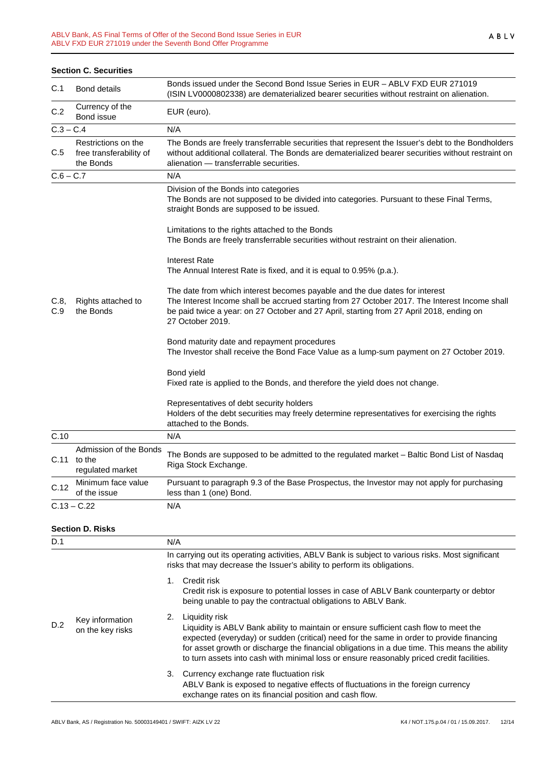**Section C. Securities**

| | | |
|---|---|---|
| C.1 | Bond details | Bonds issued under the Second Bond Issue Series in EUR – ABLV FXD EUR 271019 (ISIN LV0000802338) are dematerialized bearer securities without restraint on alienation. |
| C.2 | Currency of the Bond issue | EUR (euro). |
| C.3 – C.4 | | N/A |
| C.5 | Restrictions on the free transferability of the Bonds | The Bonds are freely transferrable securities that represent the Issuer's debt to the Bondholders without additional collateral. The Bonds are dematerialized bearer securities without restraint on alienation — transferrable securities. |
| C.6 – C.7 | | N/A |
| C.8, C.9 | Rights attached to the Bonds | Division of the Bonds into categories<br>The Bonds are not supposed to be divided into categories. Pursuant to these Final Terms, straight Bonds are supposed to be issued.<br><br>Limitations to the rights attached to the Bonds<br>The Bonds are freely transferrable securities without restraint on their alienation.<br><br>Interest Rate<br>The Annual Interest Rate is fixed, and it is equal to 0.95% (p.a.).<br><br>The date from which interest becomes payable and the due dates for interest<br>The Interest Income shall be accrued starting from 27 October 2017. The Interest Income shall be paid twice a year: on 27 October and 27 April, starting from 27 April 2018, ending on 27 October 2019.<br><br>Bond maturity date and repayment procedures<br>The Investor shall receive the Bond Face Value as a lump-sum payment on 27 October 2019.<br><br>Bond yield<br>Fixed rate is applied to the Bonds, and therefore the yield does not change.<br><br>Representatives of debt security holders<br>Holders of the debt securities may freely determine representatives for exercising the rights attached to the Bonds. |
| C.10 | | N/A |
| C.11 | Admission of the Bonds to the regulated market | The Bonds are supposed to be admitted to the regulated market – Baltic Bond List of Nasdaq Riga Stock Exchange. |
| C.12 | Minimum face value of the issue | Pursuant to paragraph 9.3 of the Base Prospectus, the Investor may not apply for purchasing less than 1 (one) Bond. |
| C.13 – C.22 | | N/A |

**Section D. Risks**

| | | |
|---|---|---|
| D.1 | | N/A |
| D.2 | Key information on the key risks | In carrying out its operating activities, ABLV Bank is subject to various risks. Most significant risks that may decrease the Issuer's ability to perform its obligations.<br><br>1. Credit risk<br>Credit risk is exposure to potential losses in case of ABLV Bank counterparty or debtor being unable to pay the contractual obligations to ABLV Bank.<br><br>2. Liquidity risk<br>Liquidity is ABLV Bank ability to maintain or ensure sufficient cash flow to meet the expected (everyday) or sudden (critical) need for the same in order to provide financing for asset growth or discharge the financial obligations in a due time. This means the ability to turn assets into cash with minimal loss or ensure reasonably priced credit facilities.<br><br>3. Currency exchange rate fluctuation risk<br>ABLV Bank is exposed to negative effects of fluctuations in the foreign currency exchange rates on its financial position and cash flow. |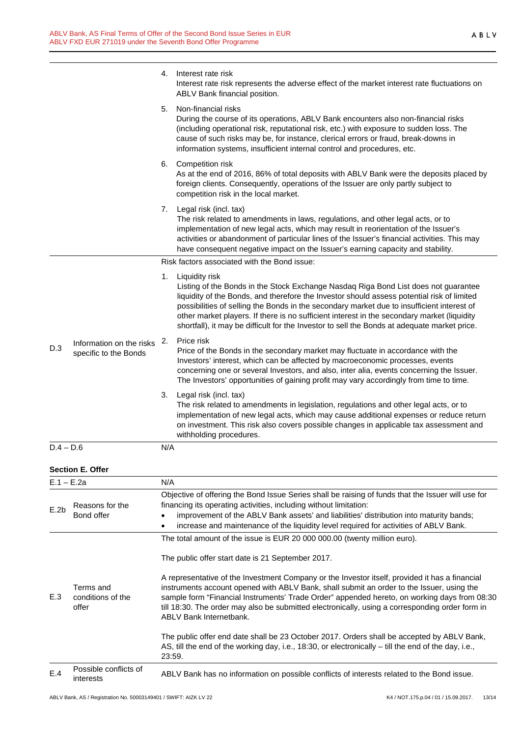| | | |
|---|---|---|
| | | 4. Interest rate risk<br>Interest rate risk represents the adverse effect of the market interest rate fluctuations on ABLV Bank financial position.<br><br>5. Non-financial risks<br>During the course of its operations, ABLV Bank encounters also non-financial risks (including operational risk, reputational risk, etc.) with exposure to sudden loss. The cause of such risks may be, for instance, clerical errors or fraud, break-downs in information systems, insufficient internal control and procedures, etc.<br><br>6. Competition risk<br>As at the end of 2016, 86% of total deposits with ABLV Bank were the deposits placed by foreign clients. Consequently, operations of the Issuer are only partly subject to competition risk in the local market.<br><br>7. Legal risk (incl. tax)<br>The risk related to amendments in laws, regulations, and other legal acts, or to implementation of new legal acts, which may result in reorientation of the Issuer's activities or abandonment of particular lines of the Issuer's financial activities. This may have consequent negative impact on the Issuer's earning capacity and stability. |
| D.3 | Information on the risks specific to the Bonds | Risk factors associated with the Bond issue:<br><br>1. Liquidity risk<br>Listing of the Bonds in the Stock Exchange Nasdaq Riga Bond List does not guarantee liquidity of the Bonds, and therefore the Investor should assess potential risk of limited possibilities of selling the Bonds in the secondary market due to insufficient interest of other market players. If there is no sufficient interest in the secondary market (liquidity shortfall), it may be difficult for the Investor to sell the Bonds at adequate market price.<br><br>2. Price risk<br>Price of the Bonds in the secondary market may fluctuate in accordance with the Investors' interest, which can be affected by macroeconomic processes, events concerning one or several Investors, and also, inter alia, events concerning the Issuer. The Investors' opportunities of gaining profit may vary accordingly from time to time.<br><br>3. Legal risk (incl. tax)<br>The risk related to amendments in legislation, regulations and other legal acts, or to implementation of new legal acts, which may cause additional expenses or reduce return on investment. This risk also covers possible changes in applicable tax assessment and withholding procedures. |
| D.4 – D.6 | | N/A |

**Section E. Offer**

| | | |
|---|---|---|
| E.1 – E.2a | | N/A |
| E.2b | Reasons for the Bond offer | Objective of offering the Bond Issue Series shall be raising of funds that the Issuer will use for financing its operating activities, including without limitation:<br>• improvement of the ABLV Bank assets' and liabilities' distribution into maturity bands;<br>• increase and maintenance of the liquidity level required for activities of ABLV Bank. |
| E.3 | Terms and conditions of the offer | The total amount of the issue is EUR 20 000 000.00 (twenty million euro).<br><br>The public offer start date is 21 September 2017.<br><br>A representative of the Investment Company or the Investor itself, provided it has a financial instruments account opened with ABLV Bank, shall submit an order to the Issuer, using the sample form "Financial Instruments' Trade Order" appended hereto, on working days from 08:30 till 18:30. The order may also be submitted electronically, using a corresponding order form in ABLV Bank Internetbank.<br><br>The public offer end date shall be 23 October 2017. Orders shall be accepted by ABLV Bank, AS, till the end of the working day, i.e., 18:30, or electronically – till the end of the day, i.e., 23:59. |
| E.4 | Possible conflicts of interests | ABLV Bank has no information on possible conflicts of interests related to the Bond issue. |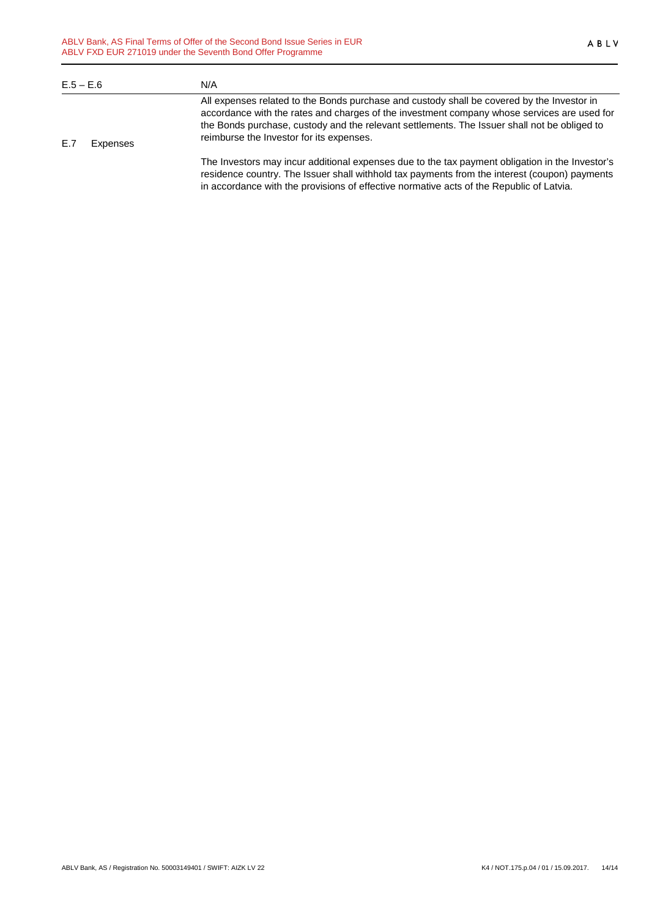| | |
|---|---|
| E.5 – E.6 | N/A |
| E.7 Expenses | All expenses related to the Bonds purchase and custody shall be covered by the Investor in accordance with the rates and charges of the investment company whose services are used for the Bonds purchase, custody and the relevant settlements. The Issuer shall not be obliged to reimburse the Investor for its expenses.<br><br>The Investors may incur additional expenses due to the tax payment obligation in the Investor's residence country. The Issuer shall withhold tax payments from the interest (coupon) payments in accordance with the provisions of effective normative acts of the Republic of Latvia. |